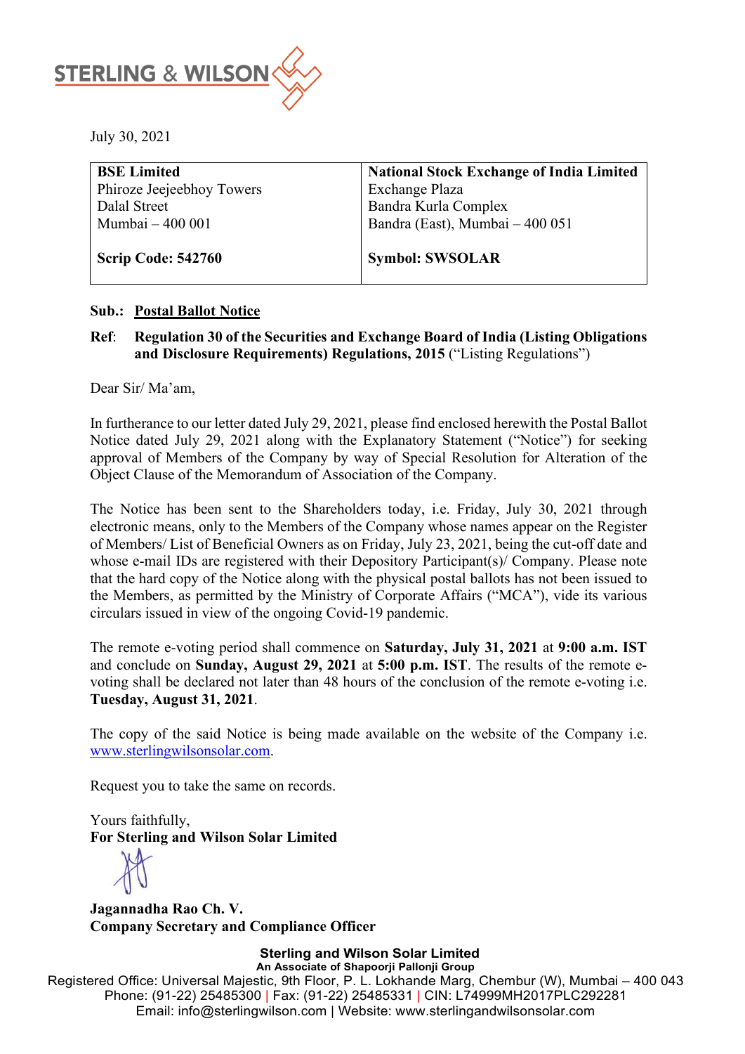STERLING & WILSON

July 30, 2021

| **BSE Limited** | **National Stock Exchange of India Limited** |
|---|---|
| Phiroze Jeejeebhoy Towers | Exchange Plaza |
| Dalal Street | Bandra Kurla Complex |
| Mumbai – 400 001 | Bandra (East), Mumbai – 400 051 |
| **Scrip Code: 542760** | **Symbol: SWSOLAR** |

**Sub.:** **Postal Ballot Notice**

**Ref**: **Regulation 30 of the Securities and Exchange Board of India (Listing Obligations and Disclosure Requirements) Regulations, 2015** ("Listing Regulations")

Dear Sir/ Ma'am,

In furtherance to our letter dated July 29, 2021, please find enclosed herewith the Postal Ballot Notice dated July 29, 2021 along with the Explanatory Statement ("Notice") for seeking approval of Members of the Company by way of Special Resolution for Alteration of the Object Clause of the Memorandum of Association of the Company.

The Notice has been sent to the Shareholders today, i.e. Friday, July 30, 2021 through electronic means, only to the Members of the Company whose names appear on the Register of Members/ List of Beneficial Owners as on Friday, July 23, 2021, being the cut-off date and whose e-mail IDs are registered with their Depository Participant(s)/ Company. Please note that the hard copy of the Notice along with the physical postal ballots has not been issued to the Members, as permitted by the Ministry of Corporate Affairs ("MCA"), vide its various circulars issued in view of the ongoing Covid-19 pandemic.

The remote e-voting period shall commence on **Saturday, July 31, 2021** at **9:00 a.m. IST** and conclude on **Sunday, August 29, 2021** at **5:00 p.m. IST**. The results of the remote e-voting shall be declared not later than 48 hours of the conclusion of the remote e-voting i.e. **Tuesday, August 31, 2021**.

The copy of the said Notice is being made available on the website of the Company i.e. www.sterlingwilsonsolar.com.

Request you to take the same on records.

Yours faithfully,
**For Sterling and Wilson Solar Limited**

**Jagannadha Rao Ch. V.**
**Company Secretary and Compliance Officer**

**Sterling and Wilson Solar Limited**
**An Associate of Shapoorji Pallonji Group**
Registered Office: Universal Majestic, 9th Floor, P. L. Lokhande Marg, Chembur (W), Mumbai – 400 043
Phone: (91-22) 25485300 | Fax: (91-22) 25485331 | CIN: L74999MH2017PLC292281
Email: info@sterlingwilson.com | Website: www.sterlingandwilsonsolar.com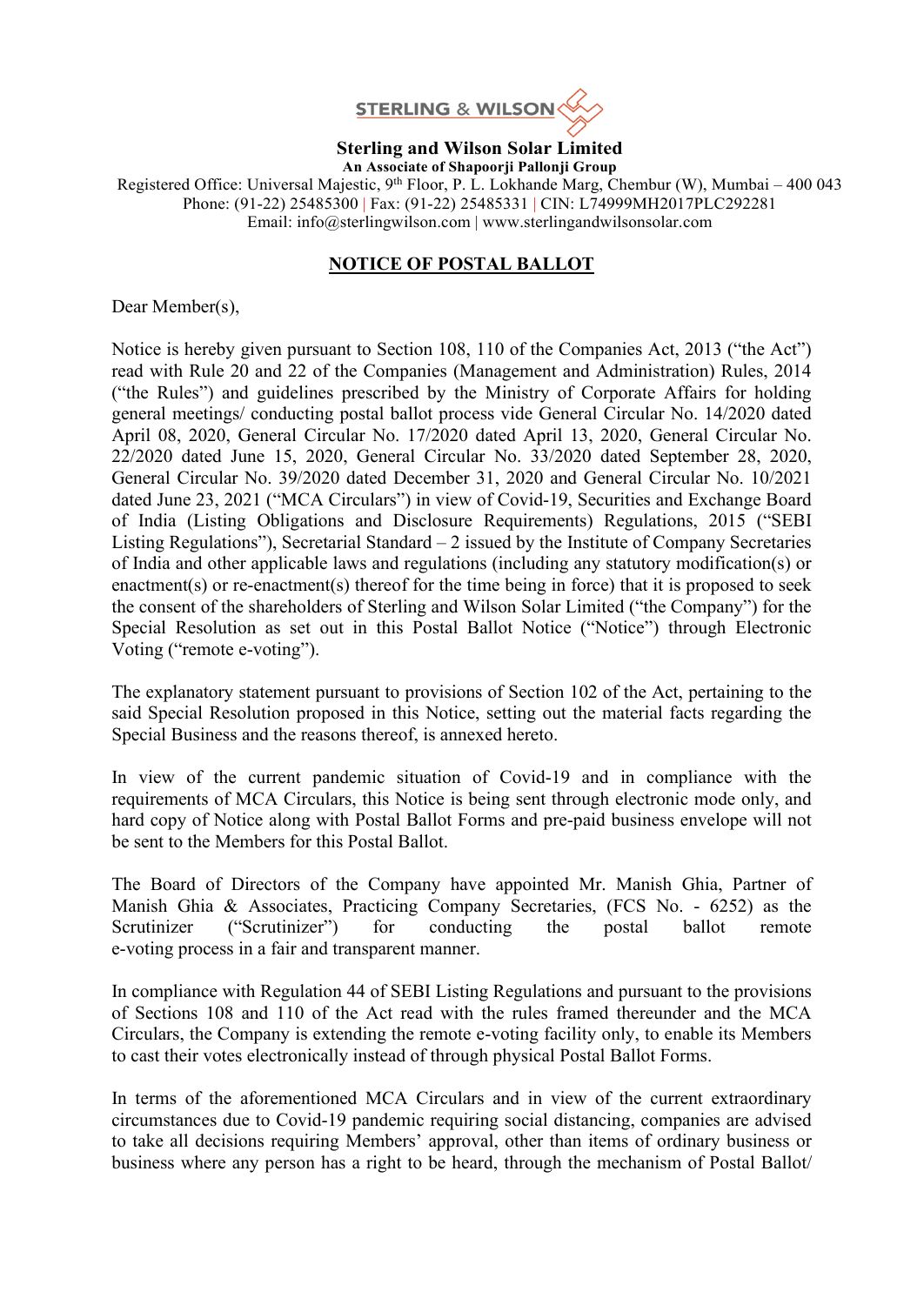**Sterling and Wilson Solar Limited**

**An Associate of Shapoorji Pallonji Group**

Registered Office: Universal Majestic, 9th Floor, P. L. Lokhande Marg, Chembur (W), Mumbai – 400 043
Phone: (91-22) 25485300 | Fax: (91-22) 25485331 | CIN: L74999MH2017PLC292281
Email: info@sterlingwilson.com | www.sterlingandwilsonsolar.com

## NOTICE OF POSTAL BALLOT

Dear Member(s),

Notice is hereby given pursuant to Section 108, 110 of the Companies Act, 2013 ("the Act") read with Rule 20 and 22 of the Companies (Management and Administration) Rules, 2014 ("the Rules") and guidelines prescribed by the Ministry of Corporate Affairs for holding general meetings/ conducting postal ballot process vide General Circular No. 14/2020 dated April 08, 2020, General Circular No. 17/2020 dated April 13, 2020, General Circular No. 22/2020 dated June 15, 2020, General Circular No. 33/2020 dated September 28, 2020, General Circular No. 39/2020 dated December 31, 2020 and General Circular No. 10/2021 dated June 23, 2021 ("MCA Circulars") in view of Covid-19, Securities and Exchange Board of India (Listing Obligations and Disclosure Requirements) Regulations, 2015 ("SEBI Listing Regulations"), Secretarial Standard – 2 issued by the Institute of Company Secretaries of India and other applicable laws and regulations (including any statutory modification(s) or enactment(s) or re-enactment(s) thereof for the time being in force) that it is proposed to seek the consent of the shareholders of Sterling and Wilson Solar Limited ("the Company") for the Special Resolution as set out in this Postal Ballot Notice ("Notice") through Electronic Voting ("remote e-voting").

The explanatory statement pursuant to provisions of Section 102 of the Act, pertaining to the said Special Resolution proposed in this Notice, setting out the material facts regarding the Special Business and the reasons thereof, is annexed hereto.

In view of the current pandemic situation of Covid-19 and in compliance with the requirements of MCA Circulars, this Notice is being sent through electronic mode only, and hard copy of Notice along with Postal Ballot Forms and pre-paid business envelope will not be sent to the Members for this Postal Ballot.

The Board of Directors of the Company have appointed Mr. Manish Ghia, Partner of Manish Ghia & Associates, Practicing Company Secretaries, (FCS No. - 6252) as the Scrutinizer ("Scrutinizer") for conducting the postal ballot remote e-voting process in a fair and transparent manner.

In compliance with Regulation 44 of SEBI Listing Regulations and pursuant to the provisions of Sections 108 and 110 of the Act read with the rules framed thereunder and the MCA Circulars, the Company is extending the remote e-voting facility only, to enable its Members to cast their votes electronically instead of through physical Postal Ballot Forms.

In terms of the aforementioned MCA Circulars and in view of the current extraordinary circumstances due to Covid-19 pandemic requiring social distancing, companies are advised to take all decisions requiring Members' approval, other than items of ordinary business or business where any person has a right to be heard, through the mechanism of Postal Ballot/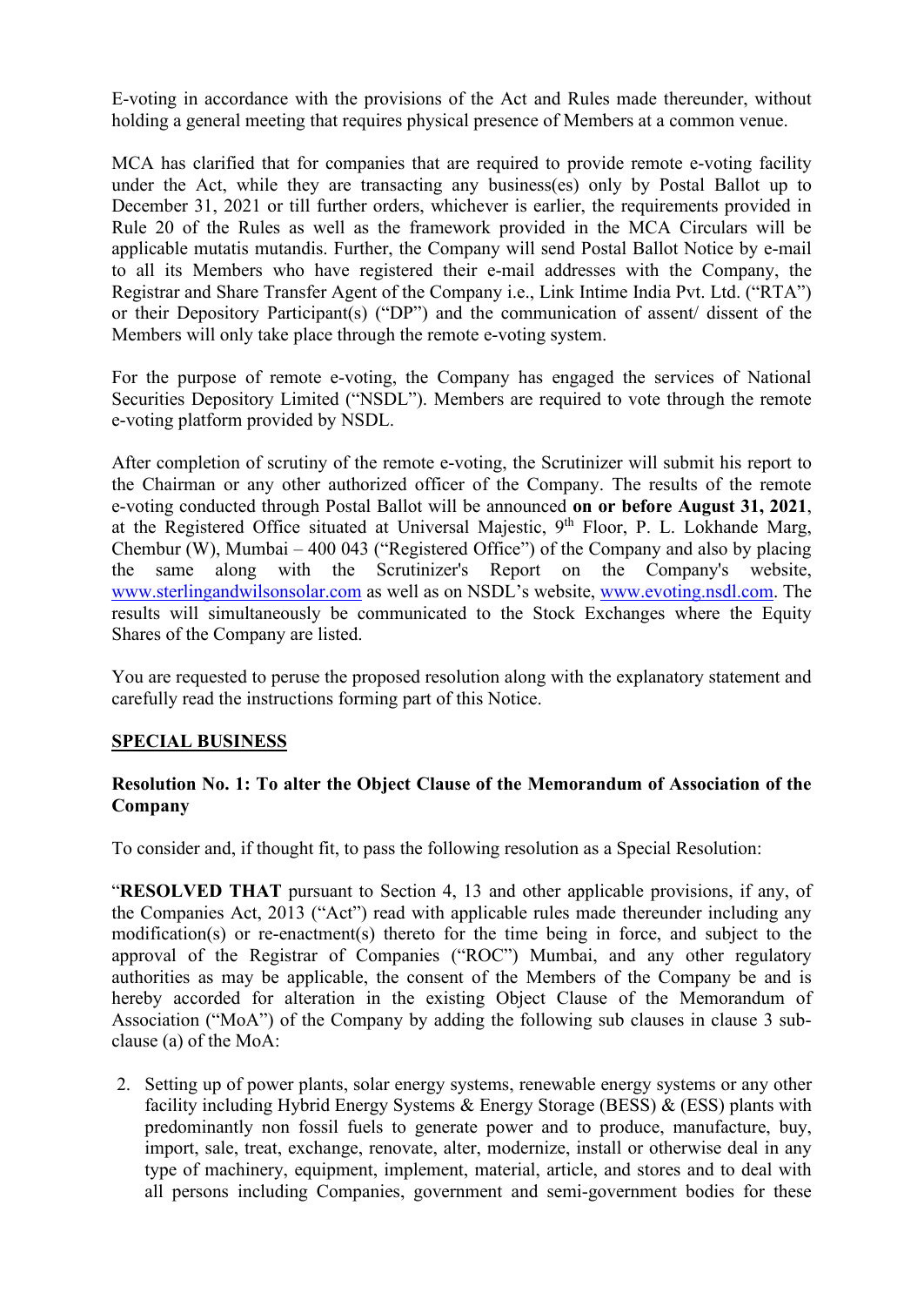E-voting in accordance with the provisions of the Act and Rules made thereunder, without holding a general meeting that requires physical presence of Members at a common venue.

MCA has clarified that for companies that are required to provide remote e-voting facility under the Act, while they are transacting any business(es) only by Postal Ballot up to December 31, 2021 or till further orders, whichever is earlier, the requirements provided in Rule 20 of the Rules as well as the framework provided in the MCA Circulars will be applicable mutatis mutandis. Further, the Company will send Postal Ballot Notice by e-mail to all its Members who have registered their e-mail addresses with the Company, the Registrar and Share Transfer Agent of the Company i.e., Link Intime India Pvt. Ltd. ("RTA") or their Depository Participant(s) ("DP") and the communication of assent/ dissent of the Members will only take place through the remote e-voting system.

For the purpose of remote e-voting, the Company has engaged the services of National Securities Depository Limited ("NSDL"). Members are required to vote through the remote e-voting platform provided by NSDL.

After completion of scrutiny of the remote e-voting, the Scrutinizer will submit his report to the Chairman or any other authorized officer of the Company. The results of the remote e-voting conducted through Postal Ballot will be announced **on or before August 31, 2021**, at the Registered Office situated at Universal Majestic, 9th Floor, P. L. Lokhande Marg, Chembur (W), Mumbai – 400 043 ("Registered Office") of the Company and also by placing the same along with the Scrutinizer's Report on the Company's website, www.sterlingandwilsonsolar.com as well as on NSDL's website, www.evoting.nsdl.com. The results will simultaneously be communicated to the Stock Exchanges where the Equity Shares of the Company are listed.

You are requested to peruse the proposed resolution along with the explanatory statement and carefully read the instructions forming part of this Notice.

## SPECIAL BUSINESS

### Resolution No. 1: To alter the Object Clause of the Memorandum of Association of the Company

To consider and, if thought fit, to pass the following resolution as a Special Resolution:

"**RESOLVED THAT** pursuant to Section 4, 13 and other applicable provisions, if any, of the Companies Act, 2013 ("Act") read with applicable rules made thereunder including any modification(s) or re-enactment(s) thereto for the time being in force, and subject to the approval of the Registrar of Companies ("ROC") Mumbai, and any other regulatory authorities as may be applicable, the consent of the Members of the Company be and is hereby accorded for alteration in the existing Object Clause of the Memorandum of Association ("MoA") of the Company by adding the following sub clauses in clause 3 sub-clause (a) of the MoA:

2. Setting up of power plants, solar energy systems, renewable energy systems or any other facility including Hybrid Energy Systems & Energy Storage (BESS) & (ESS) plants with predominantly non fossil fuels to generate power and to produce, manufacture, buy, import, sale, treat, exchange, renovate, alter, modernize, install or otherwise deal in any type of machinery, equipment, implement, material, article, and stores and to deal with all persons including Companies, government and semi-government bodies for these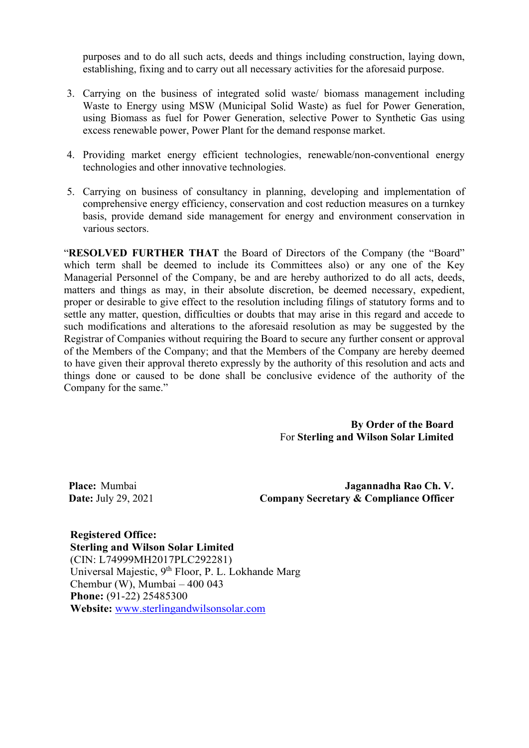purposes and to do all such acts, deeds and things including construction, laying down, establishing, fixing and to carry out all necessary activities for the aforesaid purpose.

3. Carrying on the business of integrated solid waste/ biomass management including Waste to Energy using MSW (Municipal Solid Waste) as fuel for Power Generation, using Biomass as fuel for Power Generation, selective Power to Synthetic Gas using excess renewable power, Power Plant for the demand response market.

4. Providing market energy efficient technologies, renewable/non-conventional energy technologies and other innovative technologies.

5. Carrying on business of consultancy in planning, developing and implementation of comprehensive energy efficiency, conservation and cost reduction measures on a turnkey basis, provide demand side management for energy and environment conservation in various sectors.

"**RESOLVED FURTHER THAT** the Board of Directors of the Company (the "Board" which term shall be deemed to include its Committees also) or any one of the Key Managerial Personnel of the Company, be and are hereby authorized to do all acts, deeds, matters and things as may, in their absolute discretion, be deemed necessary, expedient, proper or desirable to give effect to the resolution including filings of statutory forms and to settle any matter, question, difficulties or doubts that may arise in this regard and accede to such modifications and alterations to the aforesaid resolution as may be suggested by the Registrar of Companies without requiring the Board to secure any further consent or approval of the Members of the Company; and that the Members of the Company are hereby deemed to have given their approval thereto expressly by the authority of this resolution and acts and things done or caused to be done shall be conclusive evidence of the authority of the Company for the same."

**By Order of the Board**
For **Sterling and Wilson Solar Limited**

**Place:** Mumbai
**Date:** July 29, 2021

**Jagannadha Rao Ch. V.**
**Company Secretary & Compliance Officer**

**Registered Office:**
**Sterling and Wilson Solar Limited**
(CIN: L74999MH2017PLC292281)
Universal Majestic, 9th Floor, P. L. Lokhande Marg
Chembur (W), Mumbai – 400 043
**Phone:** (91-22) 25485300
**Website:** www.sterlingandwilsonsolar.com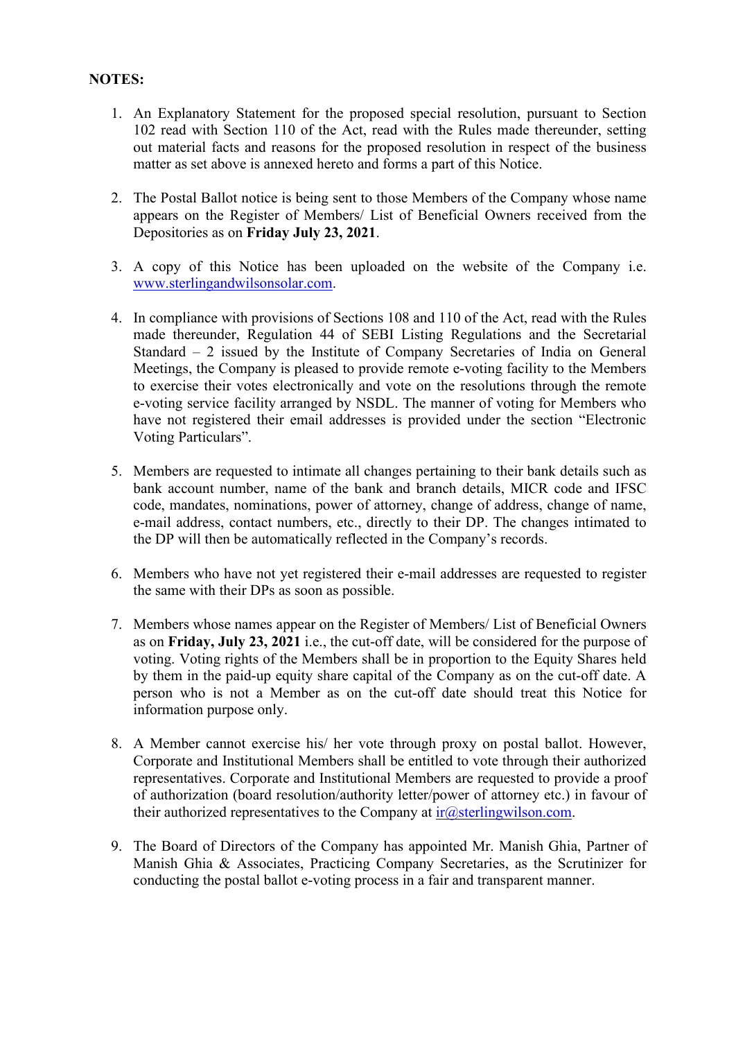**NOTES:**

1. An Explanatory Statement for the proposed special resolution, pursuant to Section 102 read with Section 110 of the Act, read with the Rules made thereunder, setting out material facts and reasons for the proposed resolution in respect of the business matter as set above is annexed hereto and forms a part of this Notice.

2. The Postal Ballot notice is being sent to those Members of the Company whose name appears on the Register of Members/ List of Beneficial Owners received from the Depositories as on **Friday July 23, 2021**.

3. A copy of this Notice has been uploaded on the website of the Company i.e. [www.sterlingandwilsonsolar.com](http://www.sterlingandwilsonsolar.com).

4. In compliance with provisions of Sections 108 and 110 of the Act, read with the Rules made thereunder, Regulation 44 of SEBI Listing Regulations and the Secretarial Standard – 2 issued by the Institute of Company Secretaries of India on General Meetings, the Company is pleased to provide remote e-voting facility to the Members to exercise their votes electronically and vote on the resolutions through the remote e-voting service facility arranged by NSDL. The manner of voting for Members who have not registered their email addresses is provided under the section "Electronic Voting Particulars".

5. Members are requested to intimate all changes pertaining to their bank details such as bank account number, name of the bank and branch details, MICR code and IFSC code, mandates, nominations, power of attorney, change of address, change of name, e-mail address, contact numbers, etc., directly to their DP. The changes intimated to the DP will then be automatically reflected in the Company's records.

6. Members who have not yet registered their e-mail addresses are requested to register the same with their DPs as soon as possible.

7. Members whose names appear on the Register of Members/ List of Beneficial Owners as on **Friday, July 23, 2021** i.e., the cut-off date, will be considered for the purpose of voting. Voting rights of the Members shall be in proportion to the Equity Shares held by them in the paid-up equity share capital of the Company as on the cut-off date. A person who is not a Member as on the cut-off date should treat this Notice for information purpose only.

8. A Member cannot exercise his/ her vote through proxy on postal ballot. However, Corporate and Institutional Members shall be entitled to vote through their authorized representatives. Corporate and Institutional Members are requested to provide a proof of authorization (board resolution/authority letter/power of attorney etc.) in favour of their authorized representatives to the Company at [ir@sterlingwilson.com](mailto:ir@sterlingwilson.com).

9. The Board of Directors of the Company has appointed Mr. Manish Ghia, Partner of Manish Ghia & Associates, Practicing Company Secretaries, as the Scrutinizer for conducting the postal ballot e-voting process in a fair and transparent manner.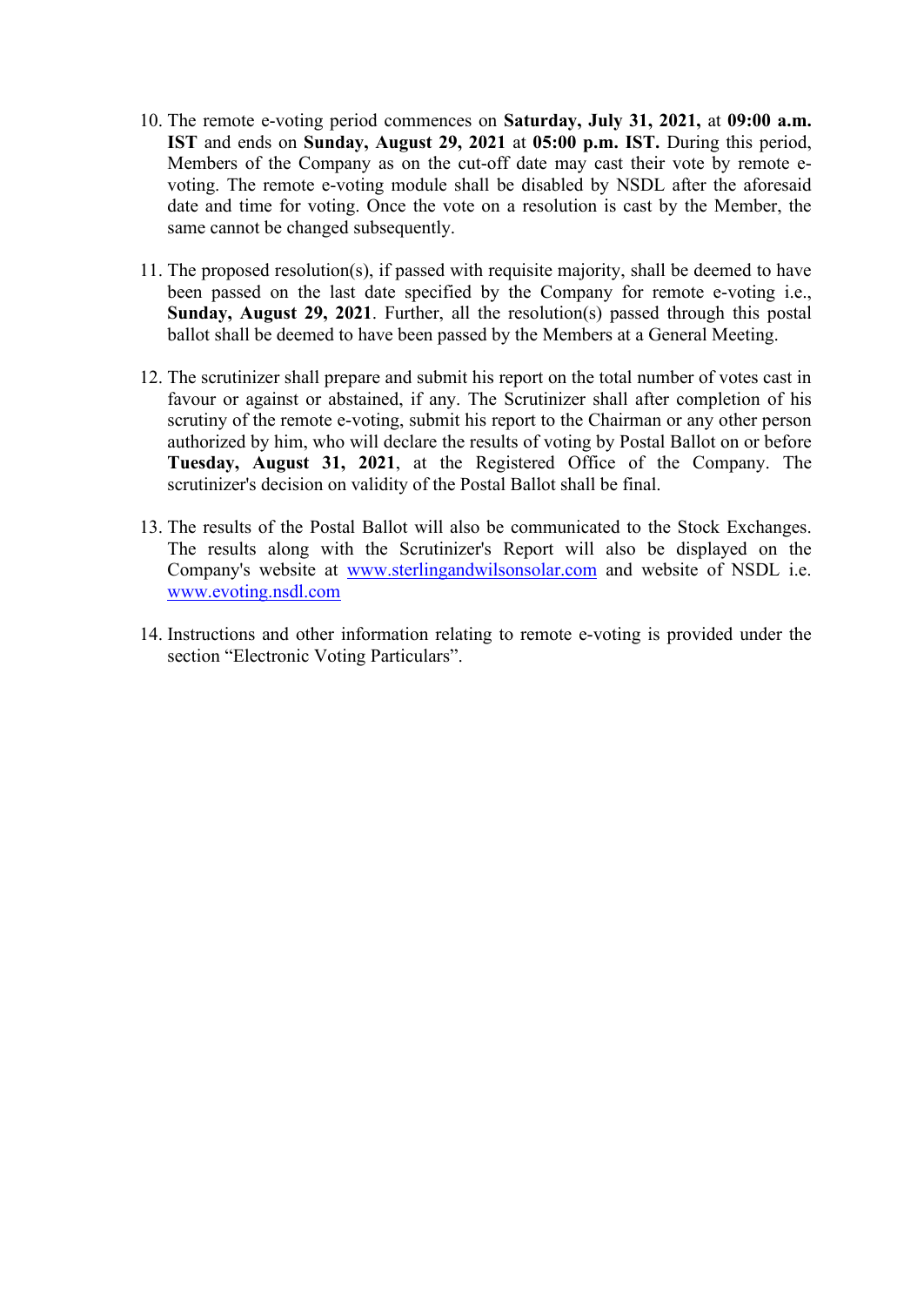10. The remote e-voting period commences on **Saturday, July 31, 2021,** at **09:00 a.m. IST** and ends on **Sunday, August 29, 2021** at **05:00 p.m. IST.** During this period, Members of the Company as on the cut-off date may cast their vote by remote e-voting. The remote e-voting module shall be disabled by NSDL after the aforesaid date and time for voting. Once the vote on a resolution is cast by the Member, the same cannot be changed subsequently.

11. The proposed resolution(s), if passed with requisite majority, shall be deemed to have been passed on the last date specified by the Company for remote e-voting i.e., **Sunday, August 29, 2021**. Further, all the resolution(s) passed through this postal ballot shall be deemed to have been passed by the Members at a General Meeting.

12. The scrutinizer shall prepare and submit his report on the total number of votes cast in favour or against or abstained, if any. The Scrutinizer shall after completion of his scrutiny of the remote e-voting, submit his report to the Chairman or any other person authorized by him, who will declare the results of voting by Postal Ballot on or before **Tuesday, August 31, 2021**, at the Registered Office of the Company. The scrutinizer's decision on validity of the Postal Ballot shall be final.

13. The results of the Postal Ballot will also be communicated to the Stock Exchanges. The results along with the Scrutinizer's Report will also be displayed on the Company's website at [www.sterlingandwilsonsolar.com](http://www.sterlingandwilsonsolar.com) and website of NSDL i.e. [www.evoting.nsdl.com](http://www.evoting.nsdl.com)

14. Instructions and other information relating to remote e-voting is provided under the section "Electronic Voting Particulars".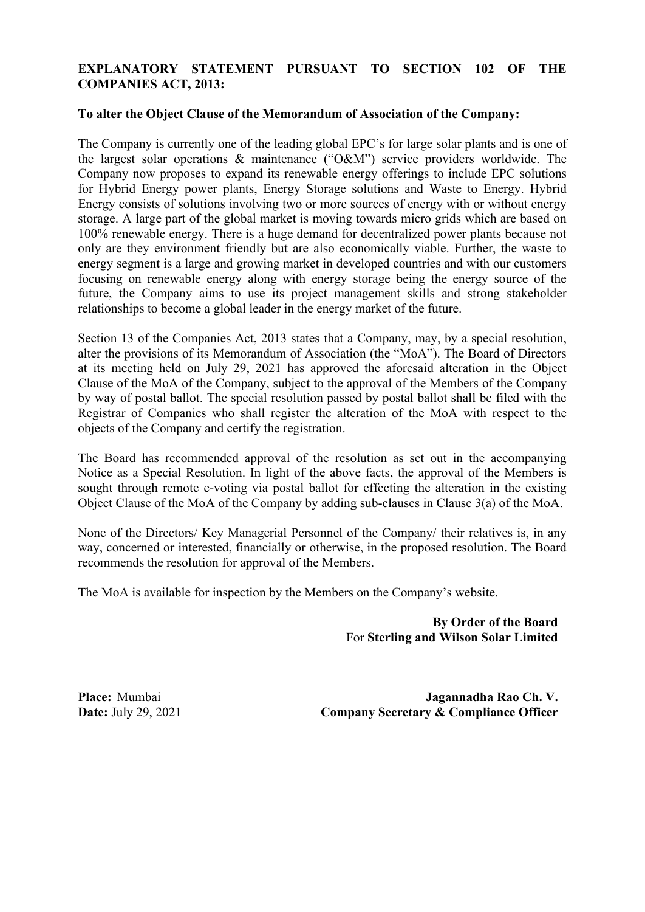**EXPLANATORY STATEMENT PURSUANT TO SECTION 102 OF THE COMPANIES ACT, 2013:**

**To alter the Object Clause of the Memorandum of Association of the Company:**

The Company is currently one of the leading global EPC's for large solar plants and is one of the largest solar operations & maintenance ("O&M") service providers worldwide. The Company now proposes to expand its renewable energy offerings to include EPC solutions for Hybrid Energy power plants, Energy Storage solutions and Waste to Energy. Hybrid Energy consists of solutions involving two or more sources of energy with or without energy storage. A large part of the global market is moving towards micro grids which are based on 100% renewable energy. There is a huge demand for decentralized power plants because not only are they environment friendly but are also economically viable. Further, the waste to energy segment is a large and growing market in developed countries and with our customers focusing on renewable energy along with energy storage being the energy source of the future, the Company aims to use its project management skills and strong stakeholder relationships to become a global leader in the energy market of the future.

Section 13 of the Companies Act, 2013 states that a Company, may, by a special resolution, alter the provisions of its Memorandum of Association (the "MoA"). The Board of Directors at its meeting held on July 29, 2021 has approved the aforesaid alteration in the Object Clause of the MoA of the Company, subject to the approval of the Members of the Company by way of postal ballot. The special resolution passed by postal ballot shall be filed with the Registrar of Companies who shall register the alteration of the MoA with respect to the objects of the Company and certify the registration.

The Board has recommended approval of the resolution as set out in the accompanying Notice as a Special Resolution. In light of the above facts, the approval of the Members is sought through remote e-voting via postal ballot for effecting the alteration in the existing Object Clause of the MoA of the Company by adding sub-clauses in Clause 3(a) of the MoA.

None of the Directors/ Key Managerial Personnel of the Company/ their relatives is, in any way, concerned or interested, financially or otherwise, in the proposed resolution. The Board recommends the resolution for approval of the Members.

The MoA is available for inspection by the Members on the Company's website.

**By Order of the Board**
For **Sterling and Wilson Solar Limited**

**Place:** Mumbai
**Date:** July 29, 2021

**Jagannadha Rao Ch. V.**
**Company Secretary & Compliance Officer**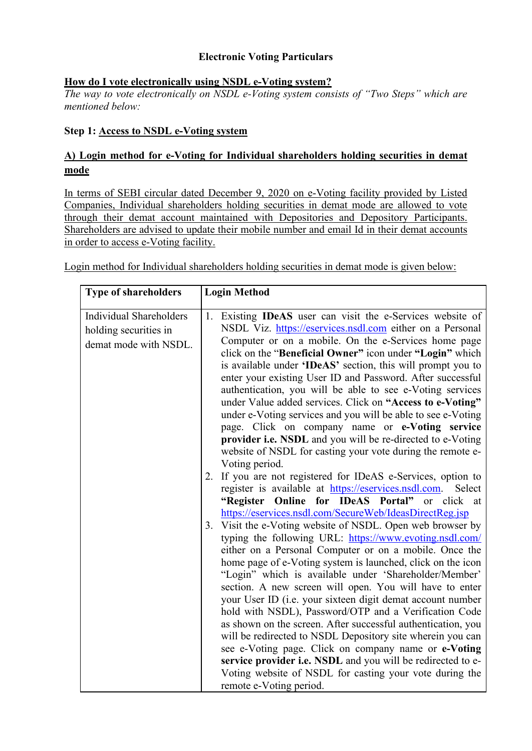**Electronic Voting Particulars**

**How do I vote electronically using NSDL e-Voting system?**

*The way to vote electronically on NSDL e-Voting system consists of "Two Steps" which are mentioned below:*

**Step 1: Access to NSDL e-Voting system**

**A) Login method for e-Voting for Individual shareholders holding securities in demat mode**

In terms of SEBI circular dated December 9, 2020 on e-Voting facility provided by Listed Companies, Individual shareholders holding securities in demat mode are allowed to vote through their demat account maintained with Depositories and Depository Participants. Shareholders are advised to update their mobile number and email Id in their demat accounts in order to access e-Voting facility.

Login method for Individual shareholders holding securities in demat mode is given below:

| Type of shareholders | Login Method |
|---|---|
| Individual Shareholders holding securities in demat mode with NSDL. | 1. Existing **IDeAS** user can visit the e-Services website of NSDL Viz. https://eservices.nsdl.com either on a Personal Computer or on a mobile. On the e-Services home page click on the "**Beneficial Owner"** icon under **"Login"** which is available under **'IDeAS'** section, this will prompt you to enter your existing User ID and Password. After successful authentication, you will be able to see e-Voting services under Value added services. Click on **"Access to e-Voting"** under e-Voting services and you will be able to see e-Voting page. Click on company name or **e-Voting service provider i.e. NSDL** and you will be re-directed to e-Voting website of NSDL for casting your vote during the remote e-Voting period.<br>2. If you are not registered for IDeAS e-Services, option to register is available at https://eservices.nsdl.com. Select **"Register Online for IDeAS Portal"** or click at https://eservices.nsdl.com/SecureWeb/IdeasDirectReg.jsp<br>3. Visit the e-Voting website of NSDL. Open web browser by typing the following URL: https://www.evoting.nsdl.com/ either on a Personal Computer or on a mobile. Once the home page of e-Voting system is launched, click on the icon "Login" which is available under 'Shareholder/Member' section. A new screen will open. You will have to enter your User ID (i.e. your sixteen digit demat account number hold with NSDL), Password/OTP and a Verification Code as shown on the screen. After successful authentication, you will be redirected to NSDL Depository site wherein you can see e-Voting page. Click on company name or **e-Voting service provider i.e. NSDL** and you will be redirected to e-Voting website of NSDL for casting your vote during the remote e-Voting period. |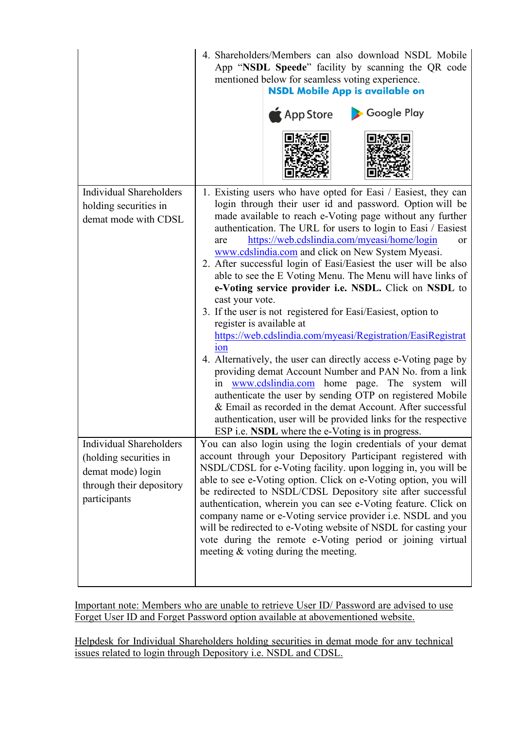| | |
|---|---|
| | 4. Shareholders/Members can also download NSDL Mobile App "**NSDL Speede**" facility by scanning the QR code mentioned below for seamless voting experience.<br>**NSDL Mobile App is available on**<br>App Store Google Play |
| Individual Shareholders holding securities in demat mode with CDSL | 1. Existing users who have opted for Easi / Easiest, they can login through their user id and password. Option will be made available to reach e-Voting page without any further authentication. The URL for users to login to Easi / Easiest are https://web.cdslindia.com/myeasi/home/login or www.cdslindia.com and click on New System Myeasi.<br>2. After successful login of Easi/Easiest the user will be also able to see the E Voting Menu. The Menu will have links of **e-Voting service provider i.e. NSDL.** Click on **NSDL** to cast your vote.<br>3. If the user is not registered for Easi/Easiest, option to register is available at https://web.cdslindia.com/myeasi/Registration/EasiRegistration<br>4. Alternatively, the user can directly access e-Voting page by providing demat Account Number and PAN No. from a link in www.cdslindia.com home page. The system will authenticate the user by sending OTP on registered Mobile & Email as recorded in the demat Account. After successful authentication, user will be provided links for the respective ESP i.e. **NSDL** where the e-Voting is in progress. |
| Individual Shareholders (holding securities in demat mode) login through their depository participants | You can also login using the login credentials of your demat account through your Depository Participant registered with NSDL/CDSL for e-Voting facility. upon logging in, you will be able to see e-Voting option. Click on e-Voting option, you will be redirected to NSDL/CDSL Depository site after successful authentication, wherein you can see e-Voting feature. Click on company name or e-Voting service provider i.e. NSDL and you will be redirected to e-Voting website of NSDL for casting your vote during the remote e-Voting period or joining virtual meeting & voting during the meeting. |

Important note: Members who are unable to retrieve User ID/ Password are advised to use Forget User ID and Forget Password option available at abovementioned website.

Helpdesk for Individual Shareholders holding securities in demat mode for any technical issues related to login through Depository i.e. NSDL and CDSL.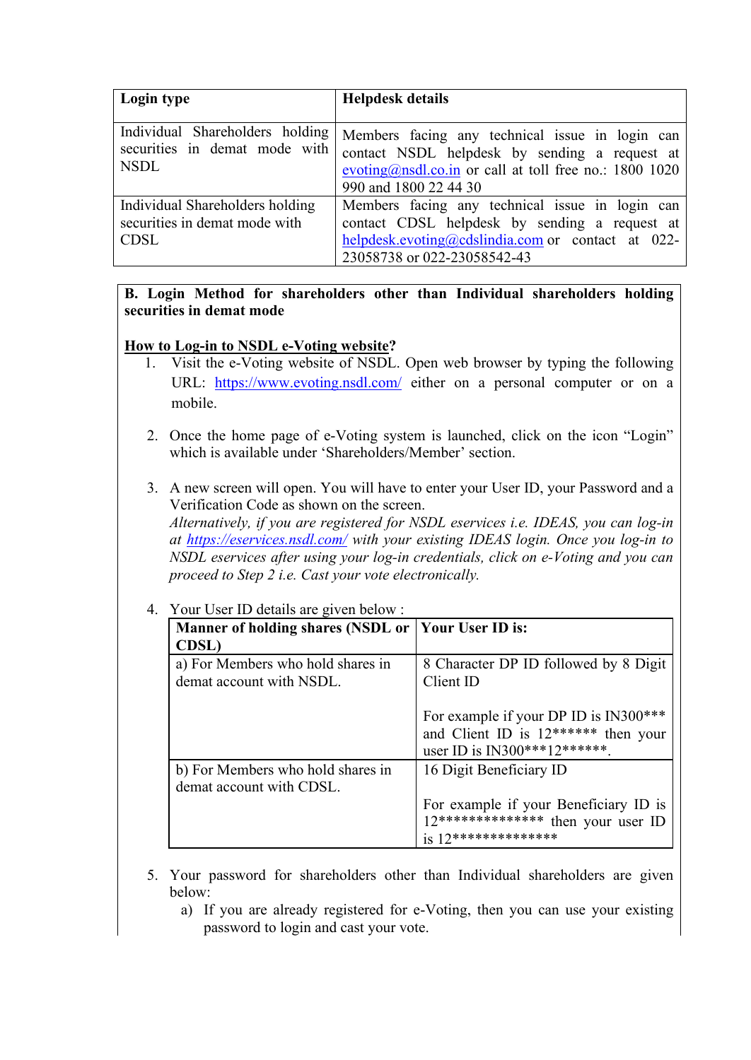| **Login type** | **Helpdesk details** |
|---|---|
| Individual Shareholders holding securities in demat mode with NSDL | Members facing any technical issue in login can contact NSDL helpdesk by sending a request at evoting@nsdl.co.in or call at toll free no.: 1800 1020 990 and 1800 22 44 30 |
| Individual Shareholders holding securities in demat mode with CDSL | Members facing any technical issue in login can contact CDSL helpdesk by sending a request at helpdesk.evoting@cdslindia.com or contact at 022-23058738 or 022-23058542-43 |

**B. Login Method for shareholders other than Individual shareholders holding securities in demat mode**

**How to Log-in to NSDL e-Voting website?**

1. Visit the e-Voting website of NSDL. Open web browser by typing the following URL: https://www.evoting.nsdl.com/ either on a personal computer or on a mobile.

2. Once the home page of e-Voting system is launched, click on the icon "Login" which is available under 'Shareholders/Member' section.

3. A new screen will open. You will have to enter your User ID, your Password and a Verification Code as shown on the screen.
   *Alternatively, if you are registered for NSDL eservices i.e. IDEAS, you can log-in at https://eservices.nsdl.com/ with your existing IDEAS login. Once you log-in to NSDL eservices after using your log-in credentials, click on e-Voting and you can proceed to Step 2 i.e. Cast your vote electronically.*

4. Your User ID details are given below :

| **Manner of holding shares (NSDL or CDSL)** | **Your User ID is:** |
|---|---|
| a) For Members who hold shares in demat account with NSDL. | 8 Character DP ID followed by 8 Digit Client ID<br><br>For example if your DP ID is IN300*** and Client ID is 12****** then your user ID is IN300***12******. |
| b) For Members who hold shares in demat account with CDSL. | 16 Digit Beneficiary ID<br><br>For example if your Beneficiary ID is 12************** then your user ID is 12************** |

5. Your password for shareholders other than Individual shareholders are given below:
   a) If you are already registered for e-Voting, then you can use your existing password to login and cast your vote.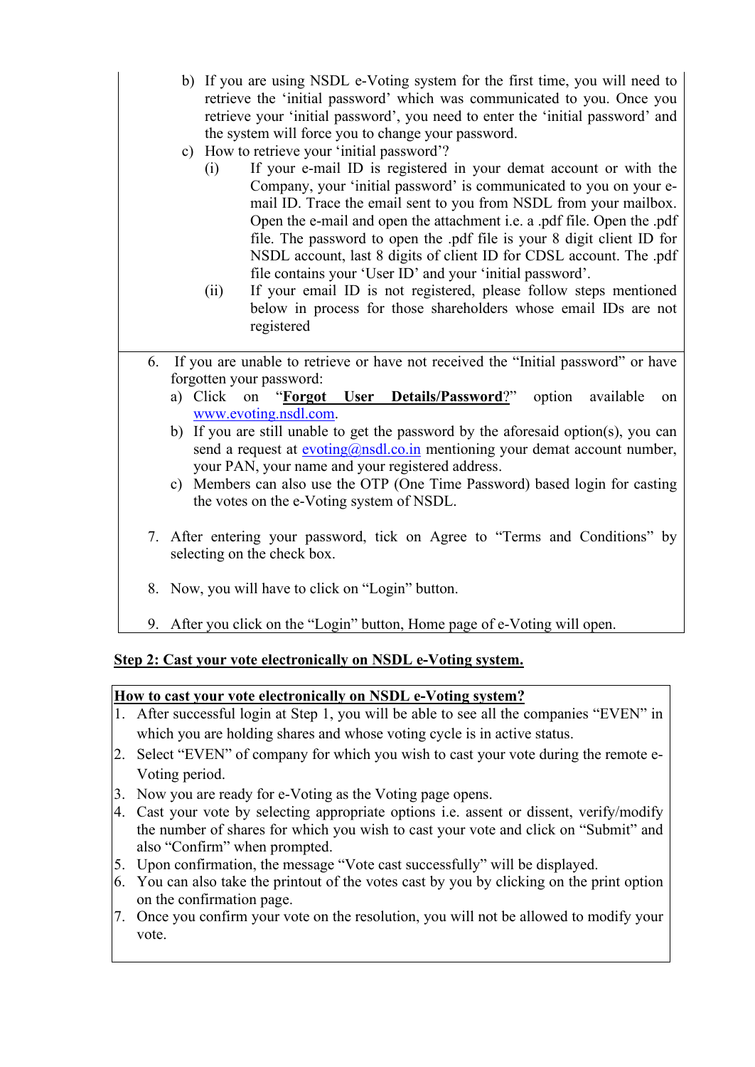b) If you are using NSDL e-Voting system for the first time, you will need to retrieve the 'initial password' which was communicated to you. Once you retrieve your 'initial password', you need to enter the 'initial password' and the system will force you to change your password.

c) How to retrieve your 'initial password'?

   (i) If your e-mail ID is registered in your demat account or with the Company, your 'initial password' is communicated to you on your e-mail ID. Trace the email sent to you from NSDL from your mailbox. Open the e-mail and open the attachment i.e. a .pdf file. Open the .pdf file. The password to open the .pdf file is your 8 digit client ID for NSDL account, last 8 digits of client ID for CDSL account. The .pdf file contains your 'User ID' and your 'initial password'.

   (ii) If your email ID is not registered, please follow steps mentioned below in process for those shareholders whose email IDs are not registered

6. If you are unable to retrieve or have not received the "Initial password" or have forgotten your password:
   a) Click on "**Forgot User Details/Password**?" option available on www.evoting.nsdl.com.
   b) If you are still unable to get the password by the aforesaid option(s), you can send a request at evoting@nsdl.co.in mentioning your demat account number, your PAN, your name and your registered address.
   c) Members can also use the OTP (One Time Password) based login for casting the votes on the e-Voting system of NSDL.

7. After entering your password, tick on Agree to "Terms and Conditions" by selecting on the check box.

8. Now, you will have to click on "Login" button.

9. After you click on the "Login" button, Home page of e-Voting will open.

**Step 2: Cast your vote electronically on NSDL e-Voting system.**

**How to cast your vote electronically on NSDL e-Voting system?**

1. After successful login at Step 1, you will be able to see all the companies "EVEN" in which you are holding shares and whose voting cycle is in active status.
2. Select "EVEN" of company for which you wish to cast your vote during the remote e-Voting period.
3. Now you are ready for e-Voting as the Voting page opens.
4. Cast your vote by selecting appropriate options i.e. assent or dissent, verify/modify the number of shares for which you wish to cast your vote and click on "Submit" and also "Confirm" when prompted.
5. Upon confirmation, the message "Vote cast successfully" will be displayed.
6. You can also take the printout of the votes cast by you by clicking on the print option on the confirmation page.
7. Once you confirm your vote on the resolution, you will not be allowed to modify your vote.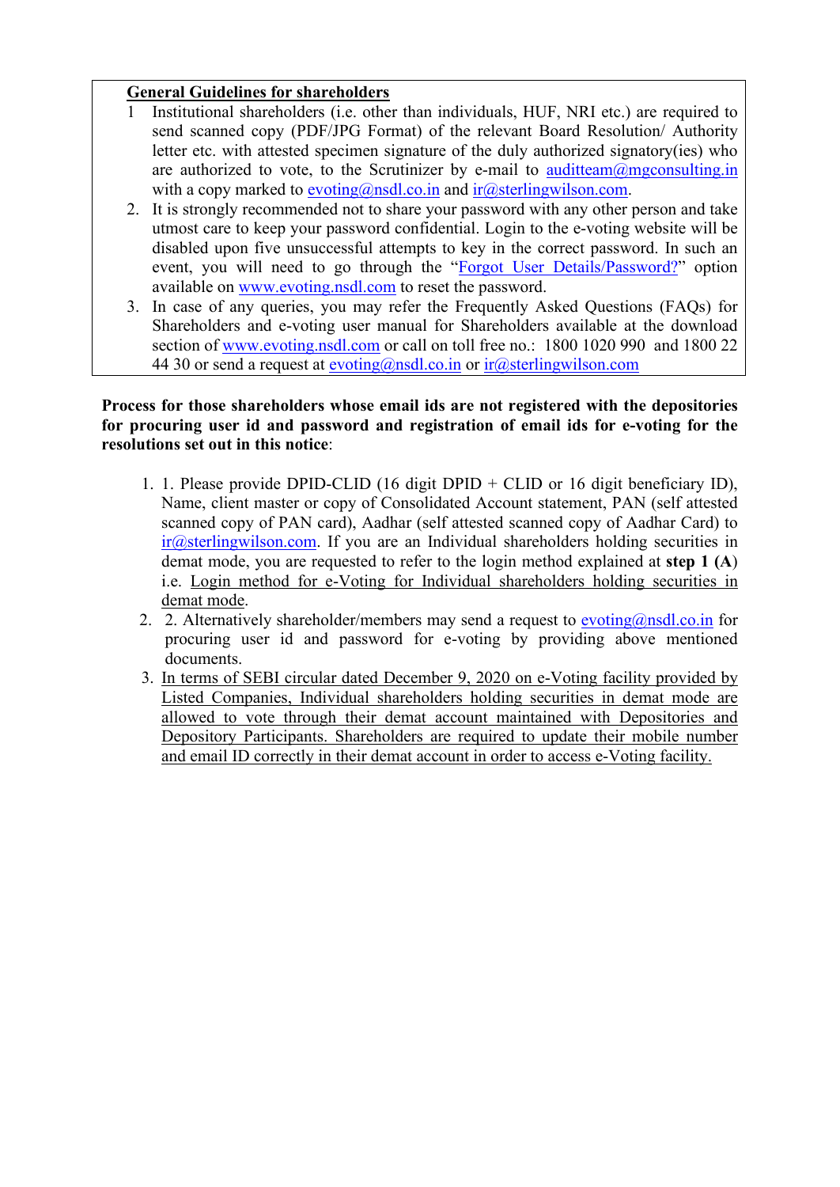**General Guidelines for shareholders**

1 Institutional shareholders (i.e. other than individuals, HUF, NRI etc.) are required to send scanned copy (PDF/JPG Format) of the relevant Board Resolution/ Authority letter etc. with attested specimen signature of the duly authorized signatory(ies) who are authorized to vote, to the Scrutinizer by e-mail to auditteam@mgconsulting.in with a copy marked to evoting@nsdl.co.in and ir@sterlingwilson.com.

2. It is strongly recommended not to share your password with any other person and take utmost care to keep your password confidential. Login to the e-voting website will be disabled upon five unsuccessful attempts to key in the correct password. In such an event, you will need to go through the "Forgot User Details/Password?" option available on www.evoting.nsdl.com to reset the password.

3. In case of any queries, you may refer the Frequently Asked Questions (FAQs) for Shareholders and e-voting user manual for Shareholders available at the download section of www.evoting.nsdl.com or call on toll free no.: 1800 1020 990 and 1800 22 44 30 or send a request at evoting@nsdl.co.in or ir@sterlingwilson.com

**Process for those shareholders whose email ids are not registered with the depositories for procuring user id and password and registration of email ids for e-voting for the resolutions set out in this notice**:

1. 1. Please provide DPID-CLID (16 digit DPID + CLID or 16 digit beneficiary ID), Name, client master or copy of Consolidated Account statement, PAN (self attested scanned copy of PAN card), Aadhar (self attested scanned copy of Aadhar Card) to ir@sterlingwilson.com. If you are an Individual shareholders holding securities in demat mode, you are requested to refer to the login method explained at **step 1 (A)** i.e. Login method for e-Voting for Individual shareholders holding securities in demat mode.
2. 2. Alternatively shareholder/members may send a request to evoting@nsdl.co.in for procuring user id and password for e-voting by providing above mentioned documents.
3. In terms of SEBI circular dated December 9, 2020 on e-Voting facility provided by Listed Companies, Individual shareholders holding securities in demat mode are allowed to vote through their demat account maintained with Depositories and Depository Participants. Shareholders are required to update their mobile number and email ID correctly in their demat account in order to access e-Voting facility.